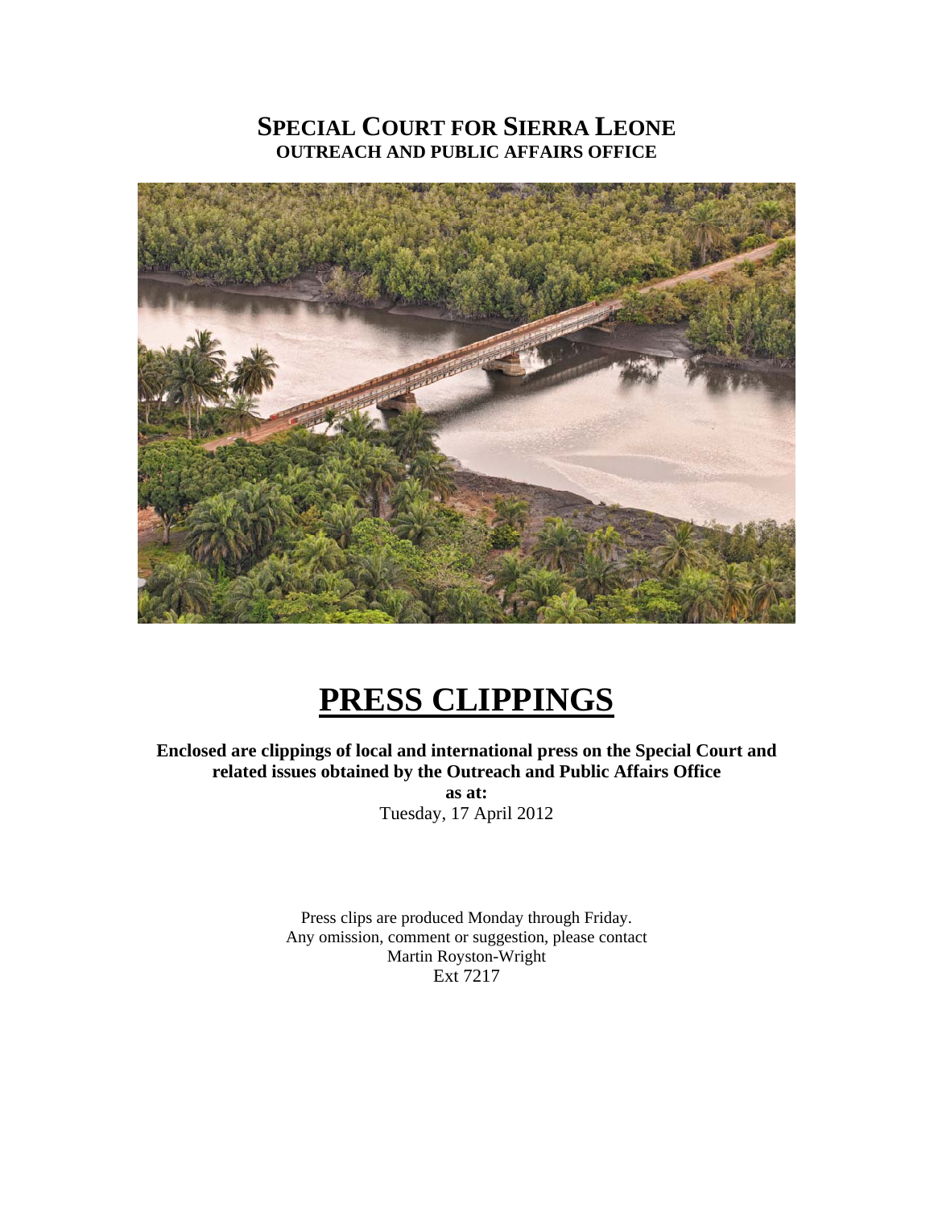# SPECIAL COURT FOR SIERRA LEONE
## OUTREACH AND PUBLIC AFFAIRS OFFICE

# PRESS CLIPPINGS

**Enclosed are clippings of local and international press on the Special Court and related issues obtained by the Outreach and Public Affairs Office**

**as at:**

Tuesday, 17 April 2012

Press clips are produced Monday through Friday.
Any omission, comment or suggestion, please contact
Martin Royston-Wright
Ext 7217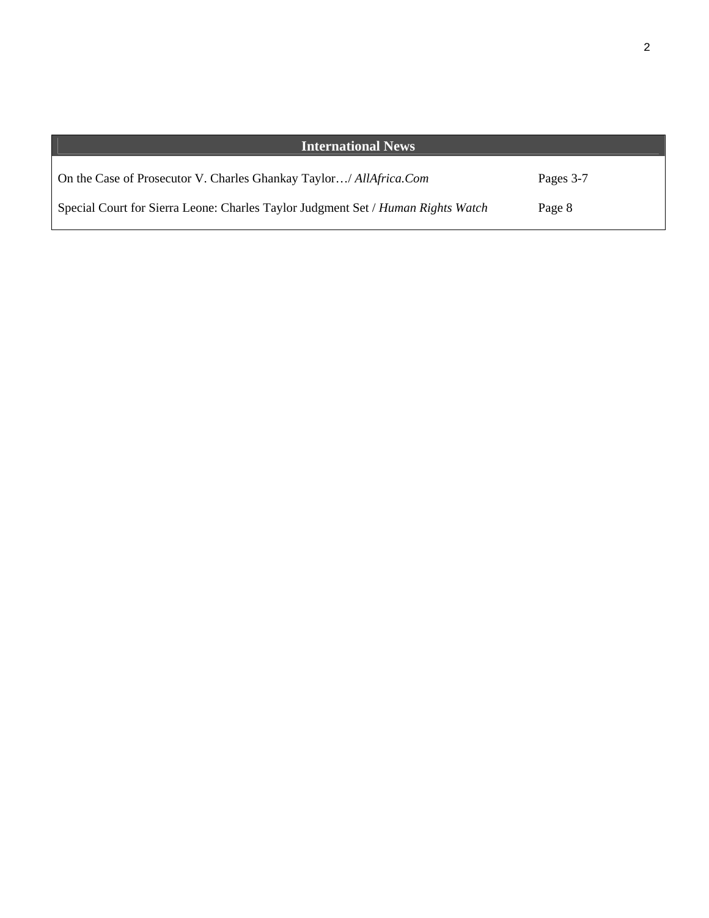| International News | |
|---|---|
| On the Case of Prosecutor V. Charles Ghankay Taylor…/ *AllAfrica.Com* | Pages 3-7 |
| Special Court for Sierra Leone: Charles Taylor Judgment Set / *Human Rights Watch* | Page 8 |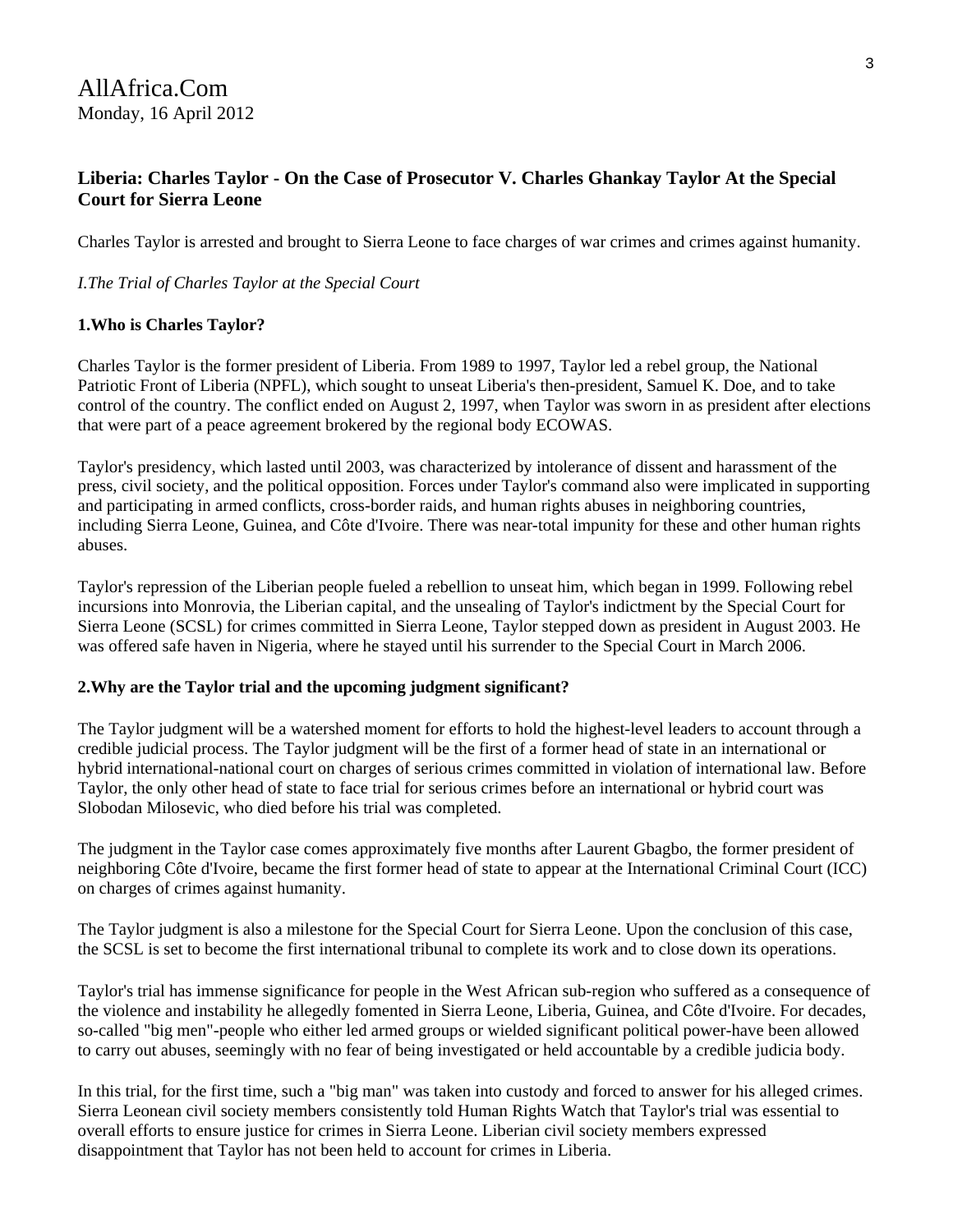AllAfrica.Com
Monday, 16 April 2012

### Liberia: Charles Taylor - On the Case of Prosecutor V. Charles Ghankay Taylor At the Special Court for Sierra Leone

Charles Taylor is arrested and brought to Sierra Leone to face charges of war crimes and crimes against humanity.

*I.The Trial of Charles Taylor at the Special Court*

**1.Who is Charles Taylor?**

Charles Taylor is the former president of Liberia. From 1989 to 1997, Taylor led a rebel group, the National Patriotic Front of Liberia (NPFL), which sought to unseat Liberia's then-president, Samuel K. Doe, and to take control of the country. The conflict ended on August 2, 1997, when Taylor was sworn in as president after elections that were part of a peace agreement brokered by the regional body ECOWAS.

Taylor's presidency, which lasted until 2003, was characterized by intolerance of dissent and harassment of the press, civil society, and the political opposition. Forces under Taylor's command also were implicated in supporting and participating in armed conflicts, cross-border raids, and human rights abuses in neighboring countries, including Sierra Leone, Guinea, and Côte d'Ivoire. There was near-total impunity for these and other human rights abuses.

Taylor's repression of the Liberian people fueled a rebellion to unseat him, which began in 1999. Following rebel incursions into Monrovia, the Liberian capital, and the unsealing of Taylor's indictment by the Special Court for Sierra Leone (SCSL) for crimes committed in Sierra Leone, Taylor stepped down as president in August 2003. He was offered safe haven in Nigeria, where he stayed until his surrender to the Special Court in March 2006.

**2.Why are the Taylor trial and the upcoming judgment significant?**

The Taylor judgment will be a watershed moment for efforts to hold the highest-level leaders to account through a credible judicial process. The Taylor judgment will be the first of a former head of state in an international or hybrid international-national court on charges of serious crimes committed in violation of international law. Before Taylor, the only other head of state to face trial for serious crimes before an international or hybrid court was Slobodan Milosevic, who died before his trial was completed.

The judgment in the Taylor case comes approximately five months after Laurent Gbagbo, the former president of neighboring Côte d'Ivoire, became the first former head of state to appear at the International Criminal Court (ICC) on charges of crimes against humanity.

The Taylor judgment is also a milestone for the Special Court for Sierra Leone. Upon the conclusion of this case, the SCSL is set to become the first international tribunal to complete its work and to close down its operations.

Taylor's trial has immense significance for people in the West African sub-region who suffered as a consequence of the violence and instability he allegedly fomented in Sierra Leone, Liberia, Guinea, and Côte d'Ivoire. For decades, so-called "big men"-people who either led armed groups or wielded significant political power-have been allowed to carry out abuses, seemingly with no fear of being investigated or held accountable by a credible judicia body.

In this trial, for the first time, such a "big man" was taken into custody and forced to answer for his alleged crimes. Sierra Leonean civil society members consistently told Human Rights Watch that Taylor's trial was essential to overall efforts to ensure justice for crimes in Sierra Leone. Liberian civil society members expressed disappointment that Taylor has not been held to account for crimes in Liberia.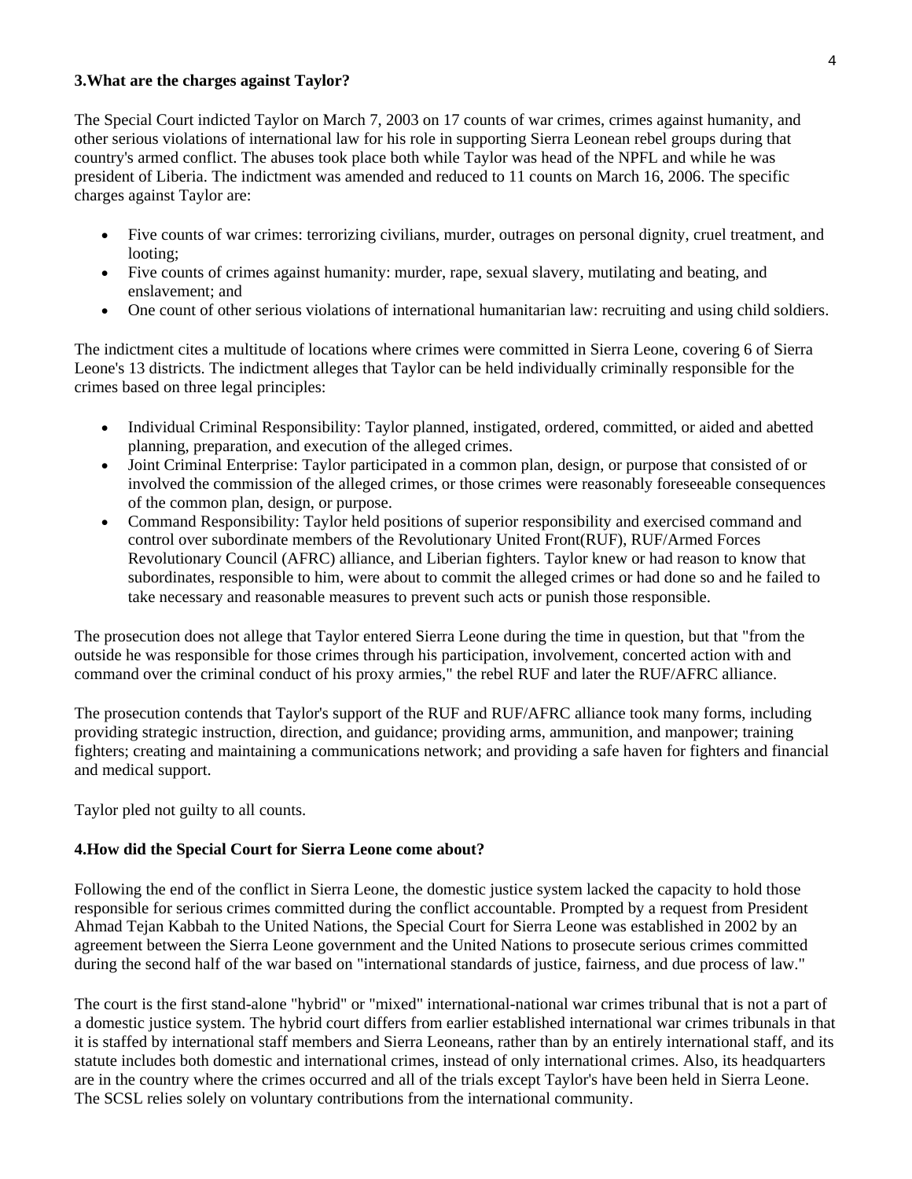### 3.What are the charges against Taylor?

The Special Court indicted Taylor on March 7, 2003 on 17 counts of war crimes, crimes against humanity, and other serious violations of international law for his role in supporting Sierra Leonean rebel groups during that country's armed conflict. The abuses took place both while Taylor was head of the NPFL and while he was president of Liberia. The indictment was amended and reduced to 11 counts on March 16, 2006. The specific charges against Taylor are:

- Five counts of war crimes: terrorizing civilians, murder, outrages on personal dignity, cruel treatment, and looting;
- Five counts of crimes against humanity: murder, rape, sexual slavery, mutilating and beating, and enslavement; and
- One count of other serious violations of international humanitarian law: recruiting and using child soldiers.

The indictment cites a multitude of locations where crimes were committed in Sierra Leone, covering 6 of Sierra Leone's 13 districts. The indictment alleges that Taylor can be held individually criminally responsible for the crimes based on three legal principles:

- Individual Criminal Responsibility: Taylor planned, instigated, ordered, committed, or aided and abetted planning, preparation, and execution of the alleged crimes.
- Joint Criminal Enterprise: Taylor participated in a common plan, design, or purpose that consisted of or involved the commission of the alleged crimes, or those crimes were reasonably foreseeable consequences of the common plan, design, or purpose.
- Command Responsibility: Taylor held positions of superior responsibility and exercised command and control over subordinate members of the Revolutionary United Front(RUF), RUF/Armed Forces Revolutionary Council (AFRC) alliance, and Liberian fighters. Taylor knew or had reason to know that subordinates, responsible to him, were about to commit the alleged crimes or had done so and he failed to take necessary and reasonable measures to prevent such acts or punish those responsible.

The prosecution does not allege that Taylor entered Sierra Leone during the time in question, but that "from the outside he was responsible for those crimes through his participation, involvement, concerted action with and command over the criminal conduct of his proxy armies," the rebel RUF and later the RUF/AFRC alliance.

The prosecution contends that Taylor's support of the RUF and RUF/AFRC alliance took many forms, including providing strategic instruction, direction, and guidance; providing arms, ammunition, and manpower; training fighters; creating and maintaining a communications network; and providing a safe haven for fighters and financial and medical support.

Taylor pled not guilty to all counts.

### 4.How did the Special Court for Sierra Leone come about?

Following the end of the conflict in Sierra Leone, the domestic justice system lacked the capacity to hold those responsible for serious crimes committed during the conflict accountable. Prompted by a request from President Ahmad Tejan Kabbah to the United Nations, the Special Court for Sierra Leone was established in 2002 by an agreement between the Sierra Leone government and the United Nations to prosecute serious crimes committed during the second half of the war based on "international standards of justice, fairness, and due process of law."

The court is the first stand-alone "hybrid" or "mixed" international-national war crimes tribunal that is not a part of a domestic justice system. The hybrid court differs from earlier established international war crimes tribunals in that it is staffed by international staff members and Sierra Leoneans, rather than by an entirely international staff, and its statute includes both domestic and international crimes, instead of only international crimes. Also, its headquarters are in the country where the crimes occurred and all of the trials except Taylor's have been held in Sierra Leone. The SCSL relies solely on voluntary contributions from the international community.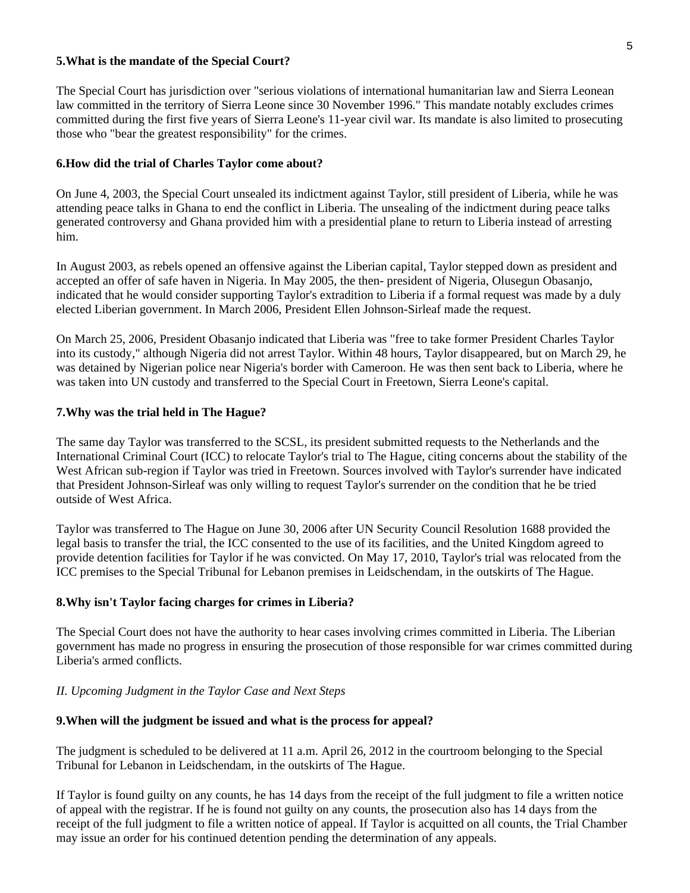**5.What is the mandate of the Special Court?**

The Special Court has jurisdiction over "serious violations of international humanitarian law and Sierra Leonean law committed in the territory of Sierra Leone since 30 November 1996." This mandate notably excludes crimes committed during the first five years of Sierra Leone's 11-year civil war. Its mandate is also limited to prosecuting those who "bear the greatest responsibility" for the crimes.

**6.How did the trial of Charles Taylor come about?**

On June 4, 2003, the Special Court unsealed its indictment against Taylor, still president of Liberia, while he was attending peace talks in Ghana to end the conflict in Liberia. The unsealing of the indictment during peace talks generated controversy and Ghana provided him with a presidential plane to return to Liberia instead of arresting him.

In August 2003, as rebels opened an offensive against the Liberian capital, Taylor stepped down as president and accepted an offer of safe haven in Nigeria. In May 2005, the then- president of Nigeria, Olusegun Obasanjo, indicated that he would consider supporting Taylor's extradition to Liberia if a formal request was made by a duly elected Liberian government. In March 2006, President Ellen Johnson-Sirleaf made the request.

On March 25, 2006, President Obasanjo indicated that Liberia was "free to take former President Charles Taylor into its custody," although Nigeria did not arrest Taylor. Within 48 hours, Taylor disappeared, but on March 29, he was detained by Nigerian police near Nigeria's border with Cameroon. He was then sent back to Liberia, where he was taken into UN custody and transferred to the Special Court in Freetown, Sierra Leone's capital.

**7.Why was the trial held in The Hague?**

The same day Taylor was transferred to the SCSL, its president submitted requests to the Netherlands and the International Criminal Court (ICC) to relocate Taylor's trial to The Hague, citing concerns about the stability of the West African sub-region if Taylor was tried in Freetown. Sources involved with Taylor's surrender have indicated that President Johnson-Sirleaf was only willing to request Taylor's surrender on the condition that he be tried outside of West Africa.

Taylor was transferred to The Hague on June 30, 2006 after UN Security Council Resolution 1688 provided the legal basis to transfer the trial, the ICC consented to the use of its facilities, and the United Kingdom agreed to provide detention facilities for Taylor if he was convicted. On May 17, 2010, Taylor's trial was relocated from the ICC premises to the Special Tribunal for Lebanon premises in Leidschendam, in the outskirts of The Hague.

**8.Why isn't Taylor facing charges for crimes in Liberia?**

The Special Court does not have the authority to hear cases involving crimes committed in Liberia. The Liberian government has made no progress in ensuring the prosecution of those responsible for war crimes committed during Liberia's armed conflicts.

## *II. Upcoming Judgment in the Taylor Case and Next Steps*

**9.When will the judgment be issued and what is the process for appeal?**

The judgment is scheduled to be delivered at 11 a.m. April 26, 2012 in the courtroom belonging to the Special Tribunal for Lebanon in Leidschendam, in the outskirts of The Hague.

If Taylor is found guilty on any counts, he has 14 days from the receipt of the full judgment to file a written notice of appeal with the registrar. If he is found not guilty on any counts, the prosecution also has 14 days from the receipt of the full judgment to file a written notice of appeal. If Taylor is acquitted on all counts, the Trial Chamber may issue an order for his continued detention pending the determination of any appeals.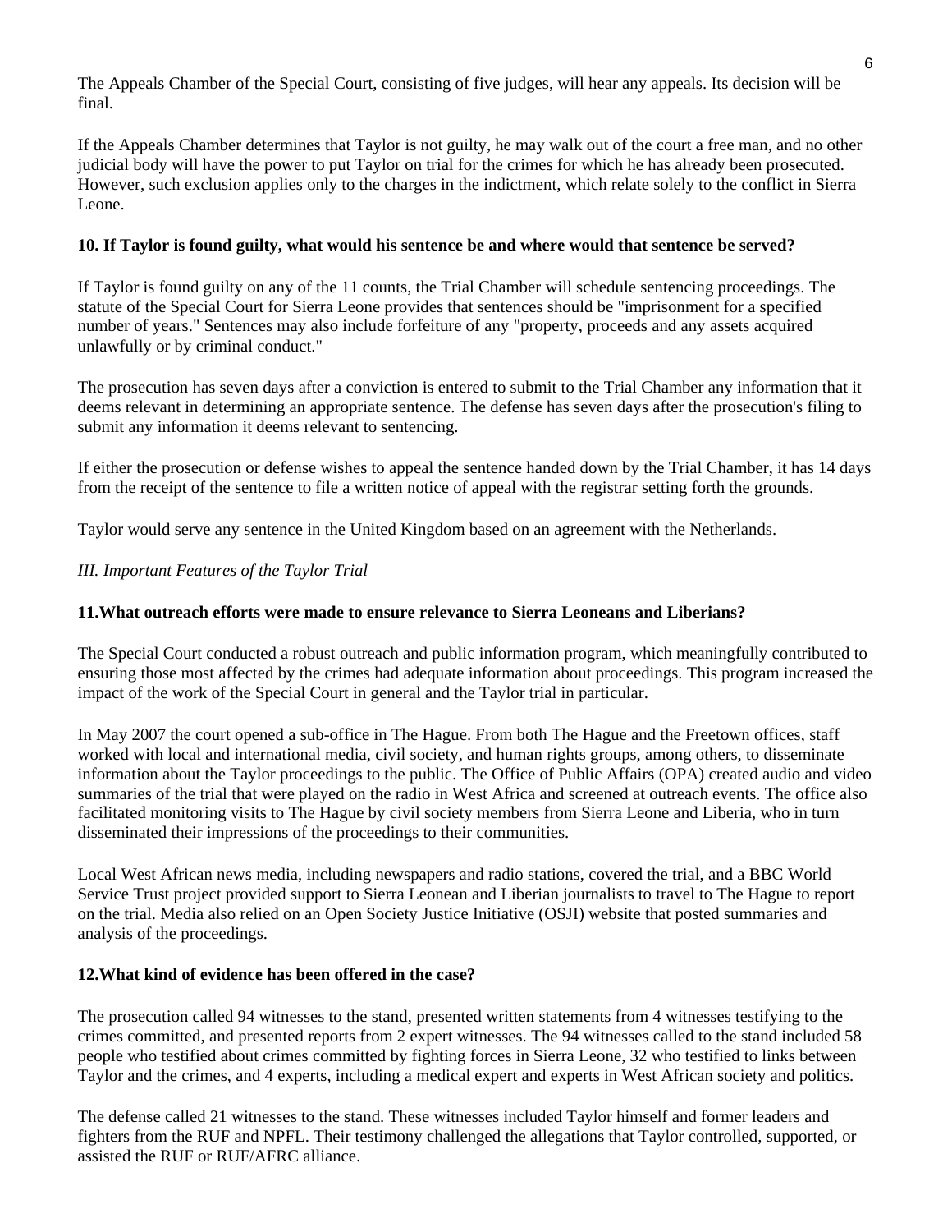The Appeals Chamber of the Special Court, consisting of five judges, will hear any appeals. Its decision will be final.

If the Appeals Chamber determines that Taylor is not guilty, he may walk out of the court a free man, and no other judicial body will have the power to put Taylor on trial for the crimes for which he has already been prosecuted. However, such exclusion applies only to the charges in the indictment, which relate solely to the conflict in Sierra Leone.

**10. If Taylor is found guilty, what would his sentence be and where would that sentence be served?**

If Taylor is found guilty on any of the 11 counts, the Trial Chamber will schedule sentencing proceedings. The statute of the Special Court for Sierra Leone provides that sentences should be "imprisonment for a specified number of years." Sentences may also include forfeiture of any "property, proceeds and any assets acquired unlawfully or by criminal conduct."

The prosecution has seven days after a conviction is entered to submit to the Trial Chamber any information that it deems relevant in determining an appropriate sentence. The defense has seven days after the prosecution's filing to submit any information it deems relevant to sentencing.

If either the prosecution or defense wishes to appeal the sentence handed down by the Trial Chamber, it has 14 days from the receipt of the sentence to file a written notice of appeal with the registrar setting forth the grounds.

Taylor would serve any sentence in the United Kingdom based on an agreement with the Netherlands.

## *III. Important Features of the Taylor Trial*

**11.What outreach efforts were made to ensure relevance to Sierra Leoneans and Liberians?**

The Special Court conducted a robust outreach and public information program, which meaningfully contributed to ensuring those most affected by the crimes had adequate information about proceedings. This program increased the impact of the work of the Special Court in general and the Taylor trial in particular.

In May 2007 the court opened a sub-office in The Hague. From both The Hague and the Freetown offices, staff worked with local and international media, civil society, and human rights groups, among others, to disseminate information about the Taylor proceedings to the public. The Office of Public Affairs (OPA) created audio and video summaries of the trial that were played on the radio in West Africa and screened at outreach events. The office also facilitated monitoring visits to The Hague by civil society members from Sierra Leone and Liberia, who in turn disseminated their impressions of the proceedings to their communities.

Local West African news media, including newspapers and radio stations, covered the trial, and a BBC World Service Trust project provided support to Sierra Leonean and Liberian journalists to travel to The Hague to report on the trial. Media also relied on an Open Society Justice Initiative (OSJI) website that posted summaries and analysis of the proceedings.

**12.What kind of evidence has been offered in the case?**

The prosecution called 94 witnesses to the stand, presented written statements from 4 witnesses testifying to the crimes committed, and presented reports from 2 expert witnesses. The 94 witnesses called to the stand included 58 people who testified about crimes committed by fighting forces in Sierra Leone, 32 who testified to links between Taylor and the crimes, and 4 experts, including a medical expert and experts in West African society and politics.

The defense called 21 witnesses to the stand. These witnesses included Taylor himself and former leaders and fighters from the RUF and NPFL. Their testimony challenged the allegations that Taylor controlled, supported, or assisted the RUF or RUF/AFRC alliance.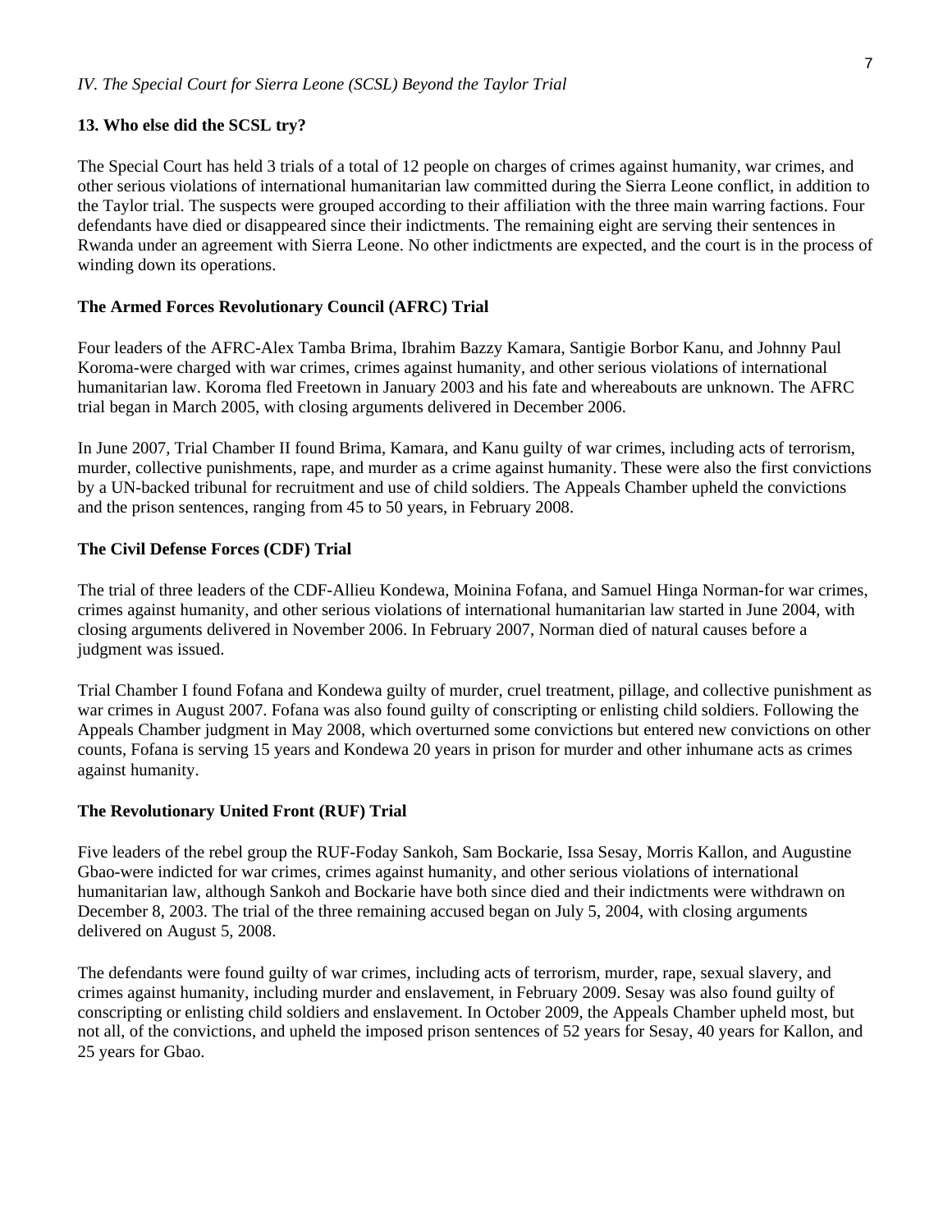*IV. The Special Court for Sierra Leone (SCSL) Beyond the Taylor Trial*

**13. Who else did the SCSL try?**

The Special Court has held 3 trials of a total of 12 people on charges of crimes against humanity, war crimes, and other serious violations of international humanitarian law committed during the Sierra Leone conflict, in addition to the Taylor trial. The suspects were grouped according to their affiliation with the three main warring factions. Four defendants have died or disappeared since their indictments. The remaining eight are serving their sentences in Rwanda under an agreement with Sierra Leone. No other indictments are expected, and the court is in the process of winding down its operations.

**The Armed Forces Revolutionary Council (AFRC) Trial**

Four leaders of the AFRC-Alex Tamba Brima, Ibrahim Bazzy Kamara, Santigie Borbor Kanu, and Johnny Paul Koroma-were charged with war crimes, crimes against humanity, and other serious violations of international humanitarian law. Koroma fled Freetown in January 2003 and his fate and whereabouts are unknown. The AFRC trial began in March 2005, with closing arguments delivered in December 2006.

In June 2007, Trial Chamber II found Brima, Kamara, and Kanu guilty of war crimes, including acts of terrorism, murder, collective punishments, rape, and murder as a crime against humanity. These were also the first convictions by a UN-backed tribunal for recruitment and use of child soldiers. The Appeals Chamber upheld the convictions and the prison sentences, ranging from 45 to 50 years, in February 2008.

**The Civil Defense Forces (CDF) Trial**

The trial of three leaders of the CDF-Allieu Kondewa, Moinina Fofana, and Samuel Hinga Norman-for war crimes, crimes against humanity, and other serious violations of international humanitarian law started in June 2004, with closing arguments delivered in November 2006. In February 2007, Norman died of natural causes before a judgment was issued.

Trial Chamber I found Fofana and Kondewa guilty of murder, cruel treatment, pillage, and collective punishment as war crimes in August 2007. Fofana was also found guilty of conscripting or enlisting child soldiers. Following the Appeals Chamber judgment in May 2008, which overturned some convictions but entered new convictions on other counts, Fofana is serving 15 years and Kondewa 20 years in prison for murder and other inhumane acts as crimes against humanity.

**The Revolutionary United Front (RUF) Trial**

Five leaders of the rebel group the RUF-Foday Sankoh, Sam Bockarie, Issa Sesay, Morris Kallon, and Augustine Gbao-were indicted for war crimes, crimes against humanity, and other serious violations of international humanitarian law, although Sankoh and Bockarie have both since died and their indictments were withdrawn on December 8, 2003. The trial of the three remaining accused began on July 5, 2004, with closing arguments delivered on August 5, 2008.

The defendants were found guilty of war crimes, including acts of terrorism, murder, rape, sexual slavery, and crimes against humanity, including murder and enslavement, in February 2009. Sesay was also found guilty of conscripting or enlisting child soldiers and enslavement. In October 2009, the Appeals Chamber upheld most, but not all, of the convictions, and upheld the imposed prison sentences of 52 years for Sesay, 40 years for Kallon, and 25 years for Gbao.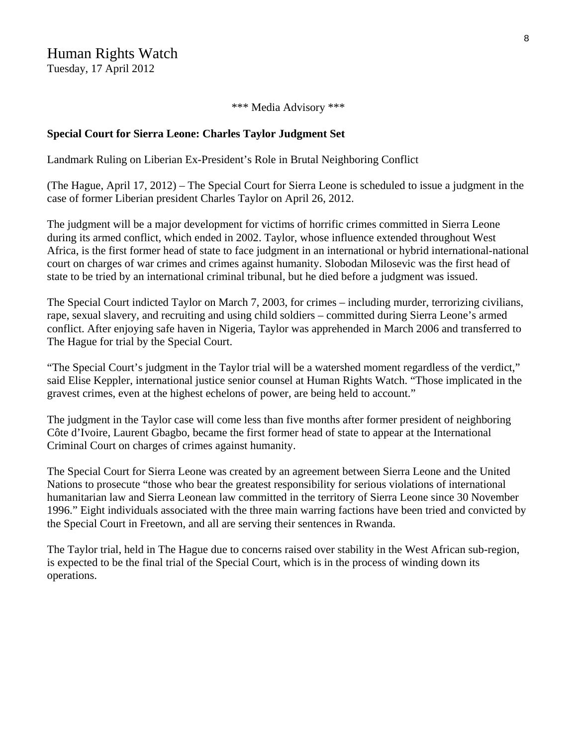# Human Rights Watch

Tuesday, 17 April 2012

*** Media Advisory ***

**Special Court for Sierra Leone: Charles Taylor Judgment Set**

Landmark Ruling on Liberian Ex-President's Role in Brutal Neighboring Conflict

(The Hague, April 17, 2012) – The Special Court for Sierra Leone is scheduled to issue a judgment in the case of former Liberian president Charles Taylor on April 26, 2012.

The judgment will be a major development for victims of horrific crimes committed in Sierra Leone during its armed conflict, which ended in 2002. Taylor, whose influence extended throughout West Africa, is the first former head of state to face judgment in an international or hybrid international-national court on charges of war crimes and crimes against humanity. Slobodan Milosevic was the first head of state to be tried by an international criminal tribunal, but he died before a judgment was issued.

The Special Court indicted Taylor on March 7, 2003, for crimes – including murder, terrorizing civilians, rape, sexual slavery, and recruiting and using child soldiers – committed during Sierra Leone's armed conflict. After enjoying safe haven in Nigeria, Taylor was apprehended in March 2006 and transferred to The Hague for trial by the Special Court.

"The Special Court's judgment in the Taylor trial will be a watershed moment regardless of the verdict," said Elise Keppler, international justice senior counsel at Human Rights Watch. "Those implicated in the gravest crimes, even at the highest echelons of power, are being held to account."

The judgment in the Taylor case will come less than five months after former president of neighboring Côte d'Ivoire, Laurent Gbagbo, became the first former head of state to appear at the International Criminal Court on charges of crimes against humanity.

The Special Court for Sierra Leone was created by an agreement between Sierra Leone and the United Nations to prosecute "those who bear the greatest responsibility for serious violations of international humanitarian law and Sierra Leonean law committed in the territory of Sierra Leone since 30 November 1996." Eight individuals associated with the three main warring factions have been tried and convicted by the Special Court in Freetown, and all are serving their sentences in Rwanda.

The Taylor trial, held in The Hague due to concerns raised over stability in the West African sub-region, is expected to be the final trial of the Special Court, which is in the process of winding down its operations.